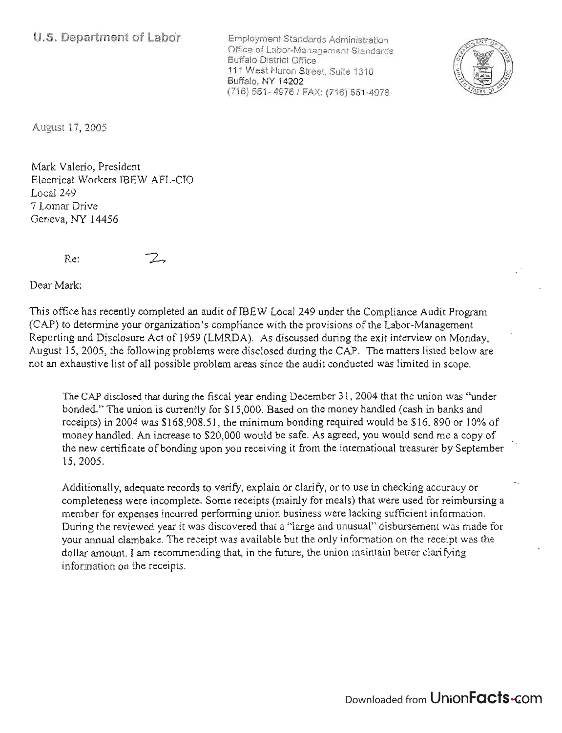U.S. Department of Labor

Employment Standards Administration
Office of Labor-Management Standards
Buffalo District Office
111 West Huron Street, Suite 1310
Buffalo, NY 14202
(716) 551-4976 / FAX: (716) 551-4978

August 17, 2005

Mark Valerio, President
Electrical Workers IBEW AFL-CIO
Local 249
7 Lomar Drive
Geneva, NY 14456

Re: Z

Dear Mark:

This office has recently completed an audit of IBEW Local 249 under the Compliance Audit Program (CAP) to determine your organization's compliance with the provisions of the Labor-Management Reporting and Disclosure Act of 1959 (LMRDA). As discussed during the exit interview on Monday, August 15, 2005, the following problems were disclosed during the CAP. The matters listed below are not an exhaustive list of all possible problem areas since the audit conducted was limited in scope.

> The CAP disclosed that during the fiscal year ending December 31, 2004 that the union was "under bonded." The union is currently for $15,000. Based on the money handled (cash in banks and receipts) in 2004 was $168,908.51, the minimum bonding required would be $16, 890 or 10% of money handled. An increase to $20,000 would be safe. As agreed, you would send me a copy of the new certificate of bonding upon you receiving it from the international treasurer by September 15, 2005.
>
> Additionally, adequate records to verify, explain or clarify, or to use in checking accuracy or completeness were incomplete. Some receipts (mainly for meals) that were used for reimbursing a member for expenses incurred performing union business were lacking sufficient information. During the reviewed year it was discovered that a "large and unusual" disbursement was made for your annual clambake. The receipt was available but the only information on the receipt was the dollar amount. I am recommending that, in the future, the union maintain better clarifying information on the receipts.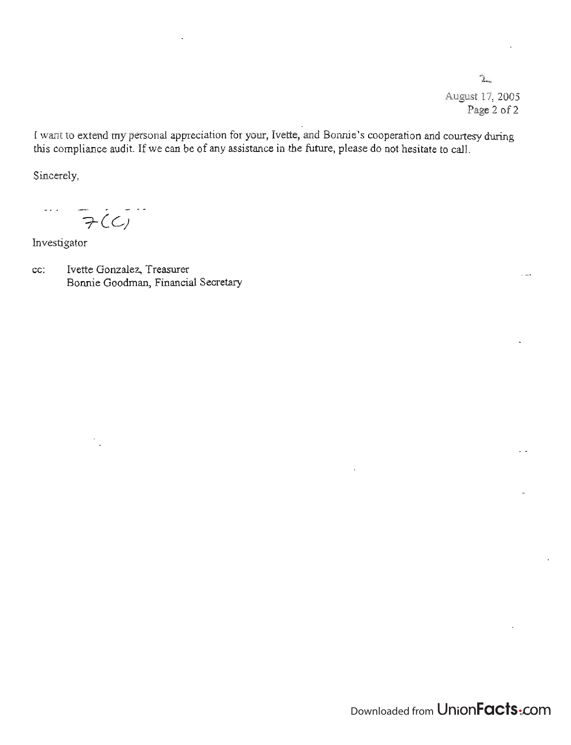August 17, 2005

I want to extend my personal appreciation for your, Ivette, and Bonnie's cooperation and courtesy during this compliance audit. If we can be of any assistance in the future, please do not hesitate to call.

Sincerely,

7(C)

Investigator

cc: Ivette Gonzalez, Treasurer
Bonnie Goodman, Financial Secretary

Downloaded from UnionFacts.com